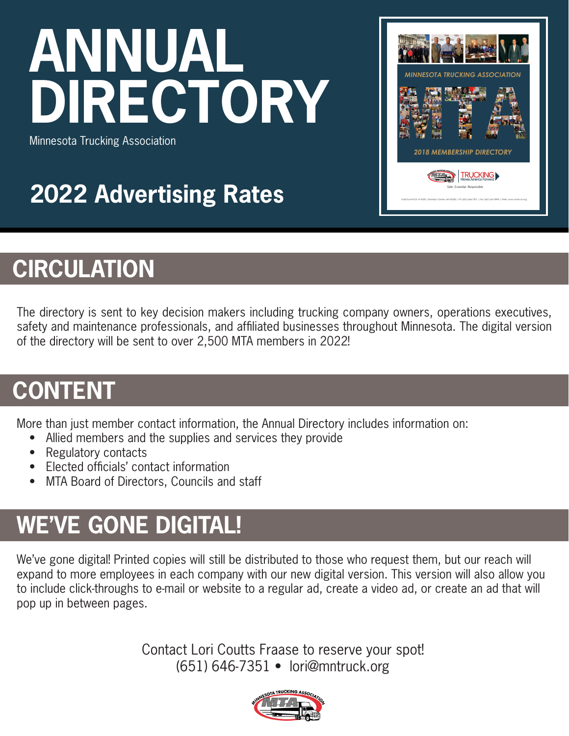# ANNUAL DIRECTORY

Minnesota Trucking Association

## 2022 Advertising Rates

## CIRCULATION

The directory is sent to key decision makers including trucking company owners, operations executives, safety and maintenance professionals, and affiliated businesses throughout Minnesota. The digital version of the directory will be sent to over 2,500 MTA members in 2022!

## CONTENT

More than just member contact information, the Annual Directory includes information on:

- Allied members and the supplies and services they provide
- Regulatory contacts
- Elected officials' contact information
- MTA Board of Directors, Councils and staff

## WE'VE GONE DIGITAL!

We've gone digital! Printed copies will still be distributed to those who request them, but our reach will expand to more employees in each company with our new digital version. This version will also allow you to include click-throughs to e-mail or website to a regular ad, create a video ad, or create an ad that will pop up in between pages.

Contact Lori Coutts Fraase to reserve your spot!
(651) 646-7351 • lori@mntruck.org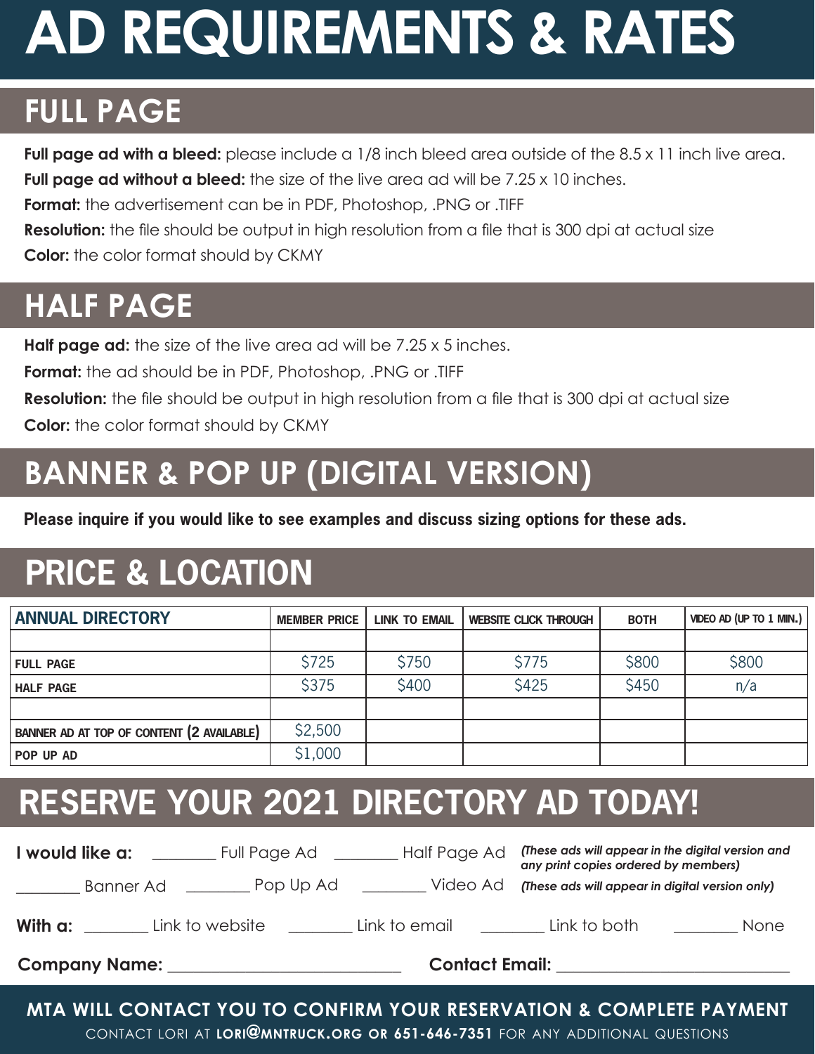# AD REQUIREMENTS & RATES

## FULL PAGE

**Full page ad with a bleed:** please include a 1/8 inch bleed area outside of the 8.5 x 11 inch live area.

**Full page ad without a bleed:** the size of the live area ad will be 7.25 x 10 inches.

**Format:** the advertisement can be in PDF, Photoshop, .PNG or .TIFF

**Resolution:** the file should be output in high resolution from a file that is 300 dpi at actual size

**Color:** the color format should by CKMY

## HALF PAGE

**Half page ad:** the size of the live area ad will be 7.25 x 5 inches.

**Format:** the ad should be in PDF, Photoshop, .PNG or .TIFF

**Resolution:** the file should be output in high resolution from a file that is 300 dpi at actual size

**Color:** the color format should by CKMY

## BANNER & POP UP (DIGITAL VERSION)

**Please inquire if you would like to see examples and discuss sizing options for these ads.**

## PRICE & LOCATION

| ANNUAL DIRECTORY | MEMBER PRICE | LINK TO EMAIL | WEBSITE CLICK THROUGH | BOTH | VIDEO AD (UP TO 1 MIN.) |
|---|---|---|---|---|---|
| | | | | | |
| FULL PAGE | $725 | $750 | $775 | $800 | $800 |
| HALF PAGE | $375 | $400 | $425 | $450 | n/a |
| | | | | | |
| BANNER AD AT TOP OF CONTENT (2 AVAILABLE) | $2,500 | | | | |
| POP UP AD | $1,000 | | | | |

## RESERVE YOUR 2021 DIRECTORY AD TODAY!

**I would like a:** ________ Full Page Ad ________ Half Page Ad ***(These ads will appear in the digital version and any print copies ordered by members)***

________ Banner Ad ________ Pop Up Ad ________ Video Ad ***(These ads will appear in digital version only)***

**With a:** ________ Link to website ________ Link to email ________ Link to both ________ None

**Company Name:** ___________________________ **Contact Email:** ___________________________

**MTA WILL CONTACT YOU TO CONFIRM YOUR RESERVATION & COMPLETE PAYMENT**

CONTACT LORI AT **LORI@MNTRUCK.ORG OR 651-646-7351** FOR ANY ADDITIONAL QUESTIONS